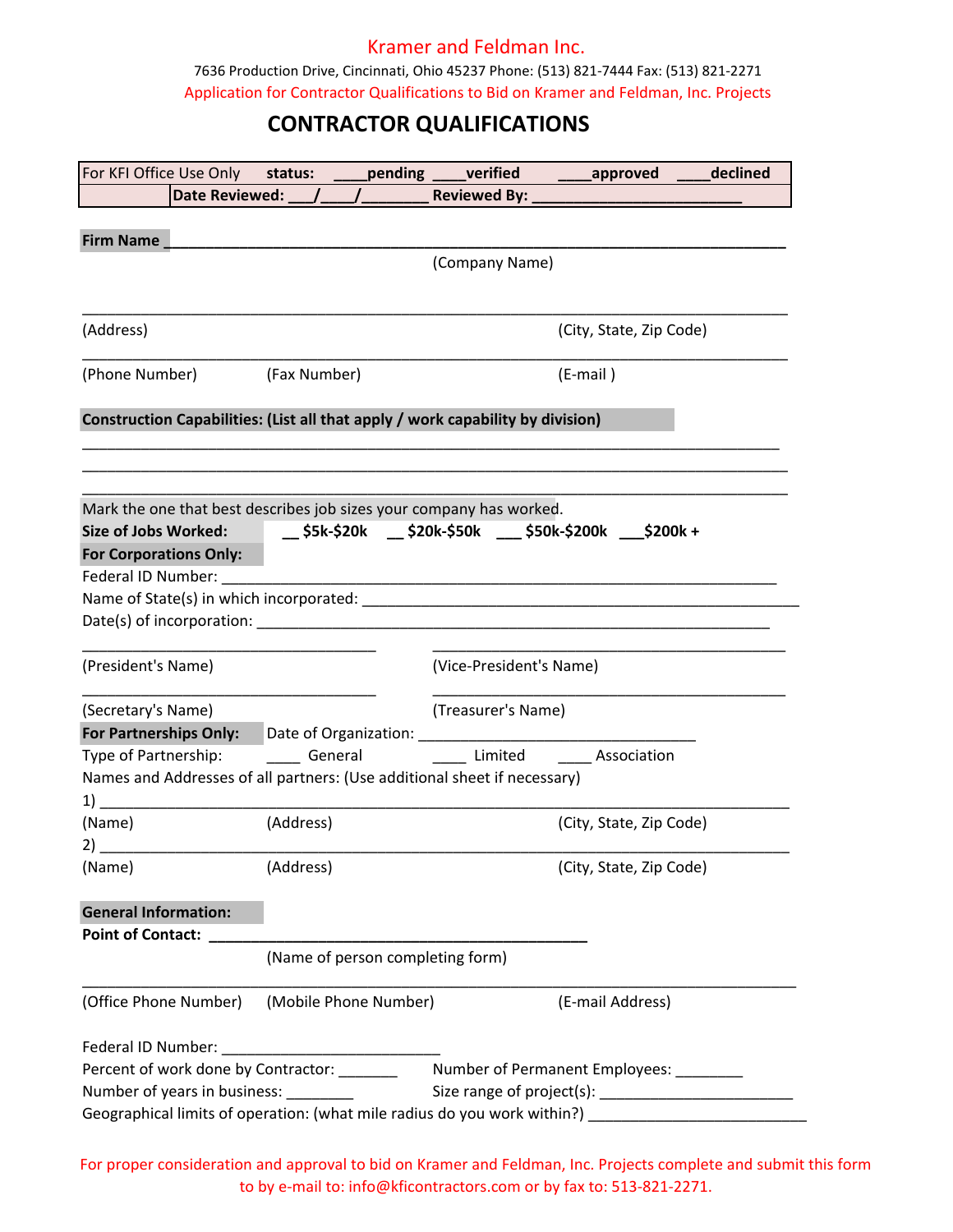Kramer and Feldman Inc.

7636 Production Drive, Cincinnati, Ohio 45237 Phone: (513) 821-7444 Fax: (513) 821-2271

Application for Contractor Qualifications to Bid on Kramer and Feldman, Inc. Projects

# CONTRACTOR QUALIFICATIONS

| For KFI Office Use Only | **status:** ____**pending** ____**verified** ____**approved** ____**declined** |
|---|---|
| | **Date Reviewed:** ___/____/_______ **Reviewed By:** _________________________ |

**Firm Name** ______________________________________________________________________

(Company Name)

______________________________________________________________________________

(Address) (City, State, Zip Code)

______________________________________________________________________________

(Phone Number) (Fax Number) (E-mail )

**Construction Capabilities: (List all that apply / work capability by division)**

______________________________________________________________________________

______________________________________________________________________________

______________________________________________________________________________

Mark the one that best describes job sizes your company has worked.

**Size of Jobs Worked:** __ **$5k-$20k** __ **$20k-$50k** ___ **$50k-$200k** ___**$200k +**

**For Corporations Only:**

Federal ID Number: ___________________________________________________________

Name of State(s) in which incorporated: ___________________________________________

Date(s) of incorporation: ______________________________________________________

___________________________________ ___________________________________

(President's Name) (Vice-President's Name)

___________________________________ ___________________________________

(Secretary's Name) (Treasurer's Name)

**For Partnerships Only:** Date of Organization: _________________________________

Type of Partnership: ____ General ____ Limited ____ Association

Names and Addresses of all partners: (Use additional sheet if necessary)

1) ____________________________________________________________________________

(Name) (Address) (City, State, Zip Code)

2) ____________________________________________________________________________

(Name) (Address) (City, State, Zip Code)

**General Information:**

**Point of Contact:** ______________________________________________

(Name of person completing form)

______________________________________________________________________________

(Office Phone Number) (Mobile Phone Number) (E-mail Address)

Federal ID Number: __________________________

Percent of work done by Contractor: _______ Number of Permanent Employees: ________

Number of years in business: ________ Size range of project(s): _______________________

Geographical limits of operation: (what mile radius do you work within?) _________________________

For proper consideration and approval to bid on Kramer and Feldman, Inc. Projects complete and submit this form to by e-mail to: info@kficontractors.com or by fax to: 513-821-2271.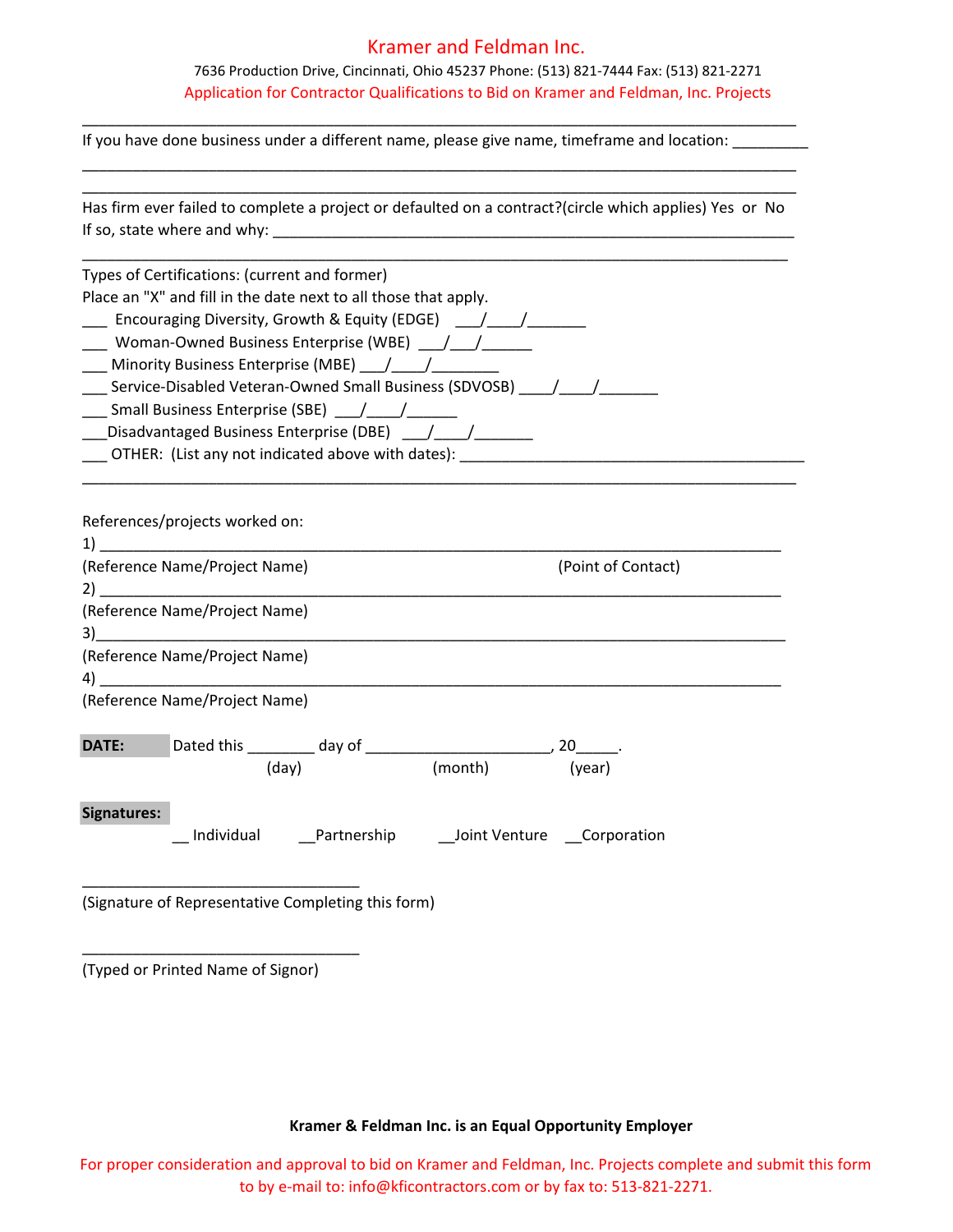# Kramer and Feldman Inc.

7636 Production Drive, Cincinnati, Ohio 45237 Phone: (513) 821-7444 Fax: (513) 821-2271

Application for Contractor Qualifications to Bid on Kramer and Feldman, Inc. Projects

_______________________________________________________________________________

If you have done business under a different name, please give name, timeframe and location: _________

_______________________________________________________________________________

_______________________________________________________________________________

Has firm ever failed to complete a project or defaulted on a contract?(circle which applies) Yes or No

If so, state where and why: ___________________________________________________________

_______________________________________________________________________________

Types of Certifications: (current and former)

Place an "X" and fill in the date next to all those that apply.

___ Encouraging Diversity, Growth & Equity (EDGE) ___/____/_______

___ Woman-Owned Business Enterprise (WBE) ___/___/______

___ Minority Business Enterprise (MBE) ___/____/________

___ Service-Disabled Veteran-Owned Small Business (SDVOSB) ____/____/_______

___ Small Business Enterprise (SBE) ___/____/______

___Disadvantaged Business Enterprise (DBE) ___/____/_______

___ OTHER: (List any not indicated above with dates): ________________________________________

_______________________________________________________________________________

References/projects worked on:

1) ____________________________________________________________________________

(Reference Name/Project Name) (Point of Contact)

2) ____________________________________________________________________________

(Reference Name/Project Name)

3)_____________________________________________________________________________

(Reference Name/Project Name)

4) ____________________________________________________________________________

(Reference Name/Project Name)

**DATE:** Dated this ________ day of ______________________, 20_____.

(day) (month) (year)

**Signatures:**

__ Individual __Partnership __Joint Venture __Corporation

_________________________________

(Signature of Representative Completing this form)

_________________________________

(Typed or Printed Name of Signor)

**Kramer & Feldman Inc. is an Equal Opportunity Employer**

For proper consideration and approval to bid on Kramer and Feldman, Inc. Projects complete and submit this form to by e-mail to: info@kficontractors.com or by fax to: 513-821-2271.